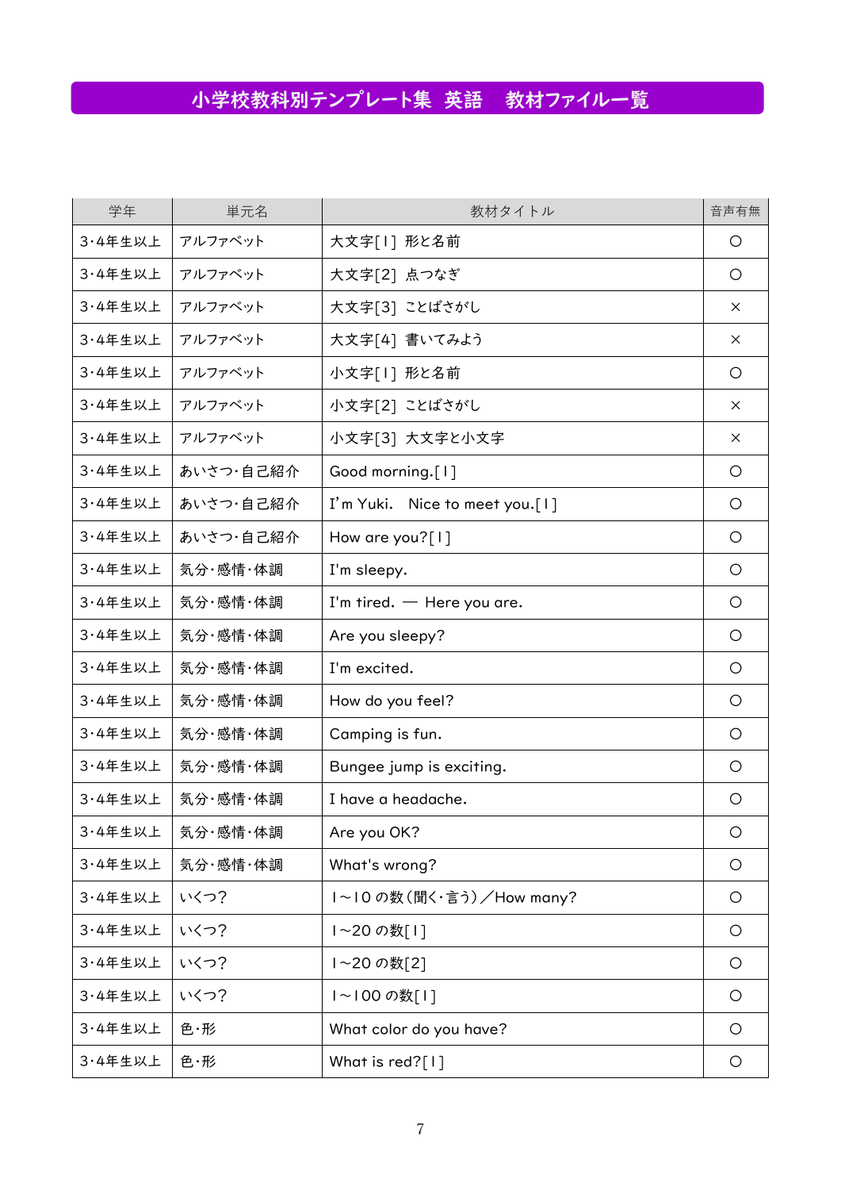# 小学校教科別テンプレート集 英語　教材ファイル一覧

| 学年 | 単元名 | 教材タイトル | 音声有無 |
|---|---|---|---|
| 3･4年生以上 | アルファベット | 大文字[1] 形と名前 | ○ |
| 3･4年生以上 | アルファベット | 大文字[2] 点つなぎ | ○ |
| 3･4年生以上 | アルファベット | 大文字[3] ことばさがし | × |
| 3･4年生以上 | アルファベット | 大文字[4] 書いてみよう | × |
| 3･4年生以上 | アルファベット | 小文字[1] 形と名前 | ○ |
| 3･4年生以上 | アルファベット | 小文字[2] ことばさがし | × |
| 3･4年生以上 | アルファベット | 小文字[3] 大文字と小文字 | × |
| 3･4年生以上 | あいさつ･自己紹介 | Good morning.[1] | ○ |
| 3･4年生以上 | あいさつ･自己紹介 | I'm Yuki.　Nice to meet you.[1] | ○ |
| 3･4年生以上 | あいさつ･自己紹介 | How are you?[1] | ○ |
| 3･4年生以上 | 気分･感情･体調 | I'm sleepy. | ○ |
| 3･4年生以上 | 気分･感情･体調 | I'm tired. — Here you are. | ○ |
| 3･4年生以上 | 気分･感情･体調 | Are you sleepy? | ○ |
| 3･4年生以上 | 気分･感情･体調 | I'm excited. | ○ |
| 3･4年生以上 | 気分･感情･体調 | How do you feel? | ○ |
| 3･4年生以上 | 気分･感情･体調 | Camping is fun. | ○ |
| 3･4年生以上 | 気分･感情･体調 | Bungee jump is exciting. | ○ |
| 3･4年生以上 | 気分･感情･体調 | I have a headache. | ○ |
| 3･4年生以上 | 気分･感情･体調 | Are you OK? | ○ |
| 3･4年生以上 | 気分･感情･体調 | What's wrong? | ○ |
| 3･4年生以上 | いくつ? | 1～10 の数(聞く･言う)／How many? | ○ |
| 3･4年生以上 | いくつ? | 1～20 の数[1] | ○ |
| 3･4年生以上 | いくつ? | 1～20 の数[2] | ○ |
| 3･4年生以上 | いくつ? | 1～100 の数[1] | ○ |
| 3･4年生以上 | 色･形 | What color do you have? | ○ |
| 3･4年生以上 | 色･形 | What is red?[1] | ○ |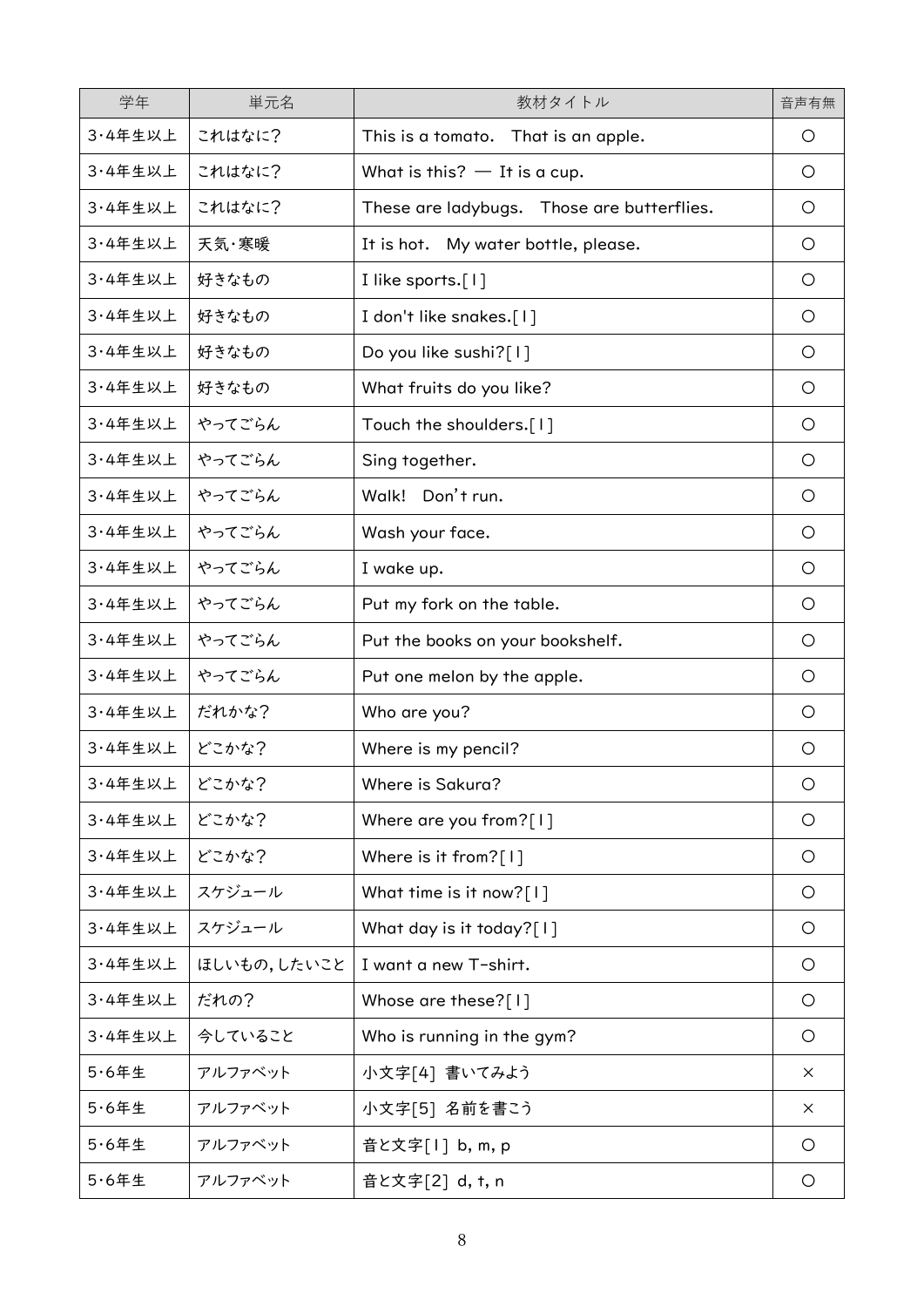| 学年 | 単元名 | 教材タイトル | 音声有無 |
| --- | --- | --- | --- |
| 3･4年生以上 | これはなに? | This is a tomato.　That is an apple. | ○ |
| 3･4年生以上 | これはなに? | What is this? ― It is a cup. | ○ |
| 3･4年生以上 | これはなに? | These are ladybugs.　Those are butterflies. | ○ |
| 3･4年生以上 | 天気･寒暖 | It is hot.　My water bottle, please. | ○ |
| 3･4年生以上 | 好きなもの | I like sports.[1] | ○ |
| 3･4年生以上 | 好きなもの | I don't like snakes.[1] | ○ |
| 3･4年生以上 | 好きなもの | Do you like sushi?[1] | ○ |
| 3･4年生以上 | 好きなもの | What fruits do you like? | ○ |
| 3･4年生以上 | やってごらん | Touch the shoulders.[1] | ○ |
| 3･4年生以上 | やってごらん | Sing together. | ○ |
| 3･4年生以上 | やってごらん | Walk!　Don't run. | ○ |
| 3･4年生以上 | やってごらん | Wash your face. | ○ |
| 3･4年生以上 | やってごらん | I wake up. | ○ |
| 3･4年生以上 | やってごらん | Put my fork on the table. | ○ |
| 3･4年生以上 | やってごらん | Put the books on your bookshelf. | ○ |
| 3･4年生以上 | やってごらん | Put one melon by the apple. | ○ |
| 3･4年生以上 | だれかな? | Who are you? | ○ |
| 3･4年生以上 | どこかな? | Where is my pencil? | ○ |
| 3･4年生以上 | どこかな? | Where is Sakura? | ○ |
| 3･4年生以上 | どこかな? | Where are you from?[1] | ○ |
| 3･4年生以上 | どこかな? | Where is it from?[1] | ○ |
| 3･4年生以上 | スケジュール | What time is it now?[1] | ○ |
| 3･4年生以上 | スケジュール | What day is it today?[1] | ○ |
| 3･4年生以上 | ほしいもの，したいこと | I want a new T-shirt. | ○ |
| 3･4年生以上 | だれの? | Whose are these?[1] | ○ |
| 3･4年生以上 | 今していること | Who is running in the gym? | ○ |
| 5･6年生 | アルファベット | 小文字[4] 書いてみよう | × |
| 5･6年生 | アルファベット | 小文字[5] 名前を書こう | × |
| 5･6年生 | アルファベット | 音と文字[1] b, m, p | ○ |
| 5･6年生 | アルファベット | 音と文字[2] d, t, n | ○ |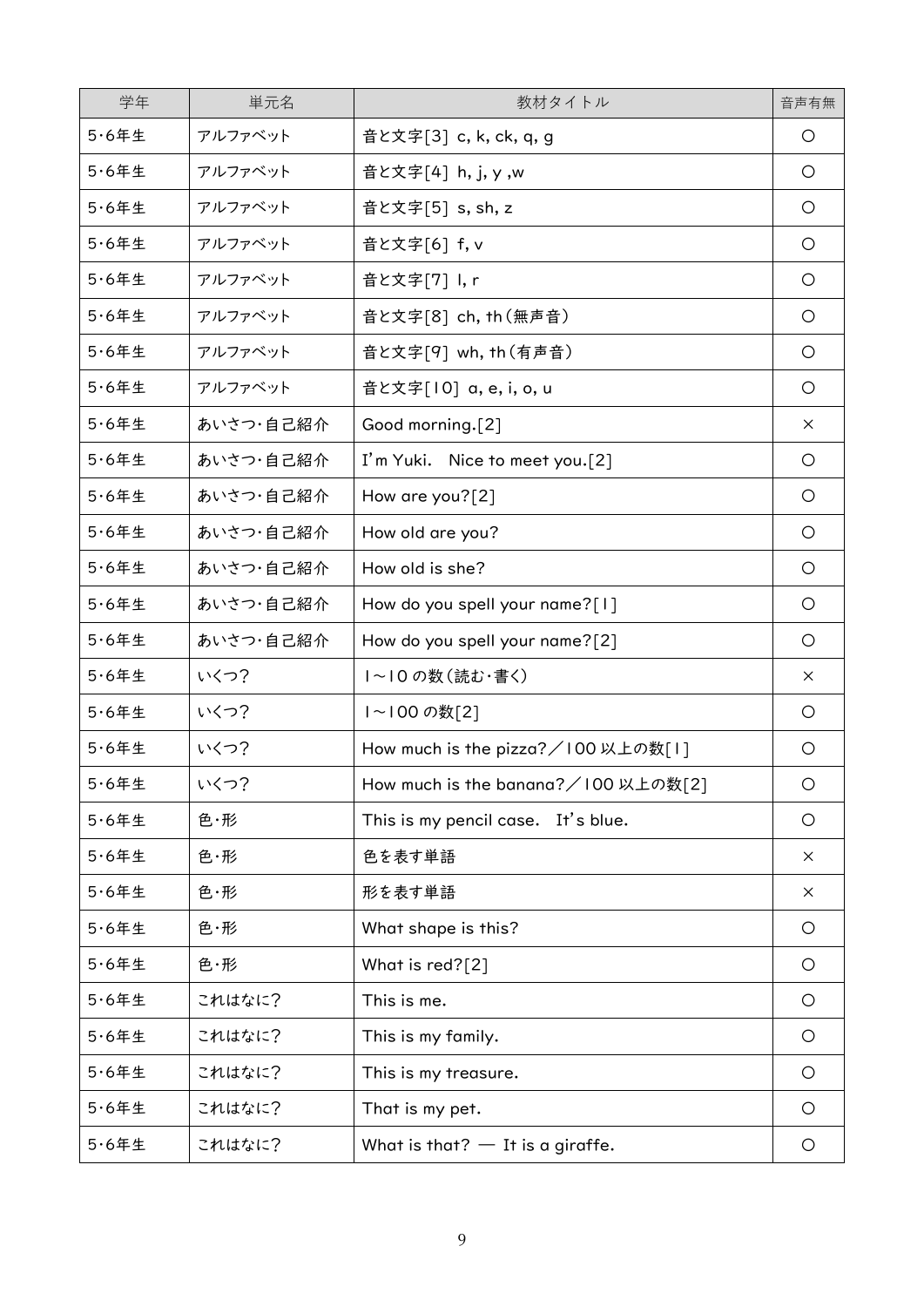| 学年 | 単元名 | 教材タイトル | 音声有無 |
|---|---|---|---|
| 5･6年生 | アルファベット | 音と文字[3] c, k, ck, q, g | ○ |
| 5･6年生 | アルファベット | 音と文字[4] h, j, y ,w | ○ |
| 5･6年生 | アルファベット | 音と文字[5] s, sh, z | ○ |
| 5･6年生 | アルファベット | 音と文字[6] f, v | ○ |
| 5･6年生 | アルファベット | 音と文字[7] l, r | ○ |
| 5･6年生 | アルファベット | 音と文字[8] ch, th（無声音） | ○ |
| 5･6年生 | アルファベット | 音と文字[9] wh, th（有声音） | ○ |
| 5･6年生 | アルファベット | 音と文字[10] a, e, i, o, u | ○ |
| 5･6年生 | あいさつ･自己紹介 | Good morning.[2] | × |
| 5･6年生 | あいさつ･自己紹介 | I'm Yuki.　Nice to meet you.[2] | ○ |
| 5･6年生 | あいさつ･自己紹介 | How are you?[2] | ○ |
| 5･6年生 | あいさつ･自己紹介 | How old are you? | ○ |
| 5･6年生 | あいさつ･自己紹介 | How old is she? | ○ |
| 5･6年生 | あいさつ･自己紹介 | How do you spell your name?[1] | ○ |
| 5･6年生 | あいさつ･自己紹介 | How do you spell your name?[2] | ○ |
| 5･6年生 | いくつ? | 1～10 の数（読む･書く） | × |
| 5･6年生 | いくつ? | 1～100 の数[2] | ○ |
| 5･6年生 | いくつ? | How much is the pizza?／100 以上の数[1] | ○ |
| 5･6年生 | いくつ? | How much is the banana?／100 以上の数[2] | ○ |
| 5･6年生 | 色･形 | This is my pencil case.　It's blue. | ○ |
| 5･6年生 | 色･形 | 色を表す単語 | × |
| 5･6年生 | 色･形 | 形を表す単語 | × |
| 5･6年生 | 色･形 | What shape is this? | ○ |
| 5･6年生 | 色･形 | What is red?[2] | ○ |
| 5･6年生 | これはなに? | This is me. | ○ |
| 5･6年生 | これはなに? | This is my family. | ○ |
| 5･6年生 | これはなに? | This is my treasure. | ○ |
| 5･6年生 | これはなに? | That is my pet. | ○ |
| 5･6年生 | これはなに? | What is that? ― It is a giraffe. | ○ |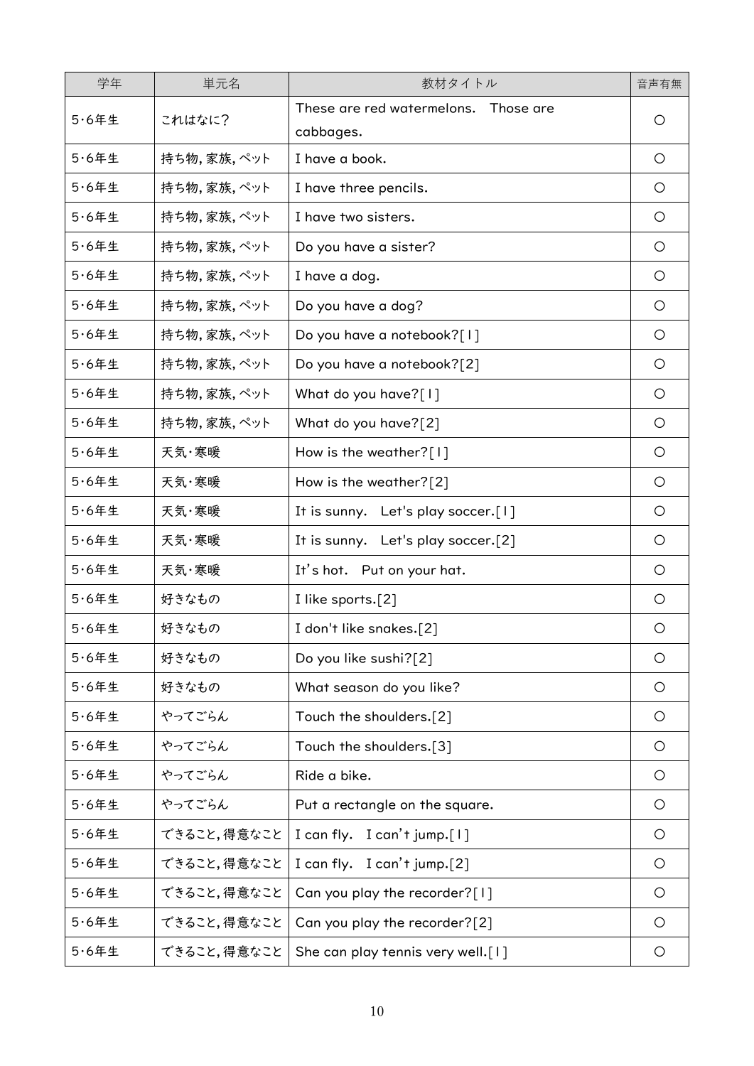| 学年 | 単元名 | 教材タイトル | 音声有無 |
| --- | --- | --- | --- |
| 5･6年生 | これはなに? | These are red watermelons.　Those are cabbages. | ○ |
| 5･6年生 | 持ち物, 家族, ペット | I have a book. | ○ |
| 5･6年生 | 持ち物, 家族, ペット | I have three pencils. | ○ |
| 5･6年生 | 持ち物, 家族, ペット | I have two sisters. | ○ |
| 5･6年生 | 持ち物, 家族, ペット | Do you have a sister? | ○ |
| 5･6年生 | 持ち物, 家族, ペット | I have a dog. | ○ |
| 5･6年生 | 持ち物, 家族, ペット | Do you have a dog? | ○ |
| 5･6年生 | 持ち物, 家族, ペット | Do you have a notebook?[1] | ○ |
| 5･6年生 | 持ち物, 家族, ペット | Do you have a notebook?[2] | ○ |
| 5･6年生 | 持ち物, 家族, ペット | What do you have?[1] | ○ |
| 5･6年生 | 持ち物, 家族, ペット | What do you have?[2] | ○ |
| 5･6年生 | 天気･寒暖 | How is the weather?[1] | ○ |
| 5･6年生 | 天気･寒暖 | How is the weather?[2] | ○ |
| 5･6年生 | 天気･寒暖 | It is sunny.　Let's play soccer.[1] | ○ |
| 5･6年生 | 天気･寒暖 | It is sunny.　Let's play soccer.[2] | ○ |
| 5･6年生 | 天気･寒暖 | It's hot.　Put on your hat. | ○ |
| 5･6年生 | 好きなもの | I like sports.[2] | ○ |
| 5･6年生 | 好きなもの | I don't like snakes.[2] | ○ |
| 5･6年生 | 好きなもの | Do you like sushi?[2] | ○ |
| 5･6年生 | 好きなもの | What season do you like? | ○ |
| 5･6年生 | やってごらん | Touch the shoulders.[2] | ○ |
| 5･6年生 | やってごらん | Touch the shoulders.[3] | ○ |
| 5･6年生 | やってごらん | Ride a bike. | ○ |
| 5･6年生 | やってごらん | Put a rectangle on the square. | ○ |
| 5･6年生 | できること, 得意なこと | I can fly.　I can't jump.[1] | ○ |
| 5･6年生 | できること, 得意なこと | I can fly.　I can't jump.[2] | ○ |
| 5･6年生 | できること, 得意なこと | Can you play the recorder?[1] | ○ |
| 5･6年生 | できること, 得意なこと | Can you play the recorder?[2] | ○ |
| 5･6年生 | できること, 得意なこと | She can play tennis very well.[1] | ○ |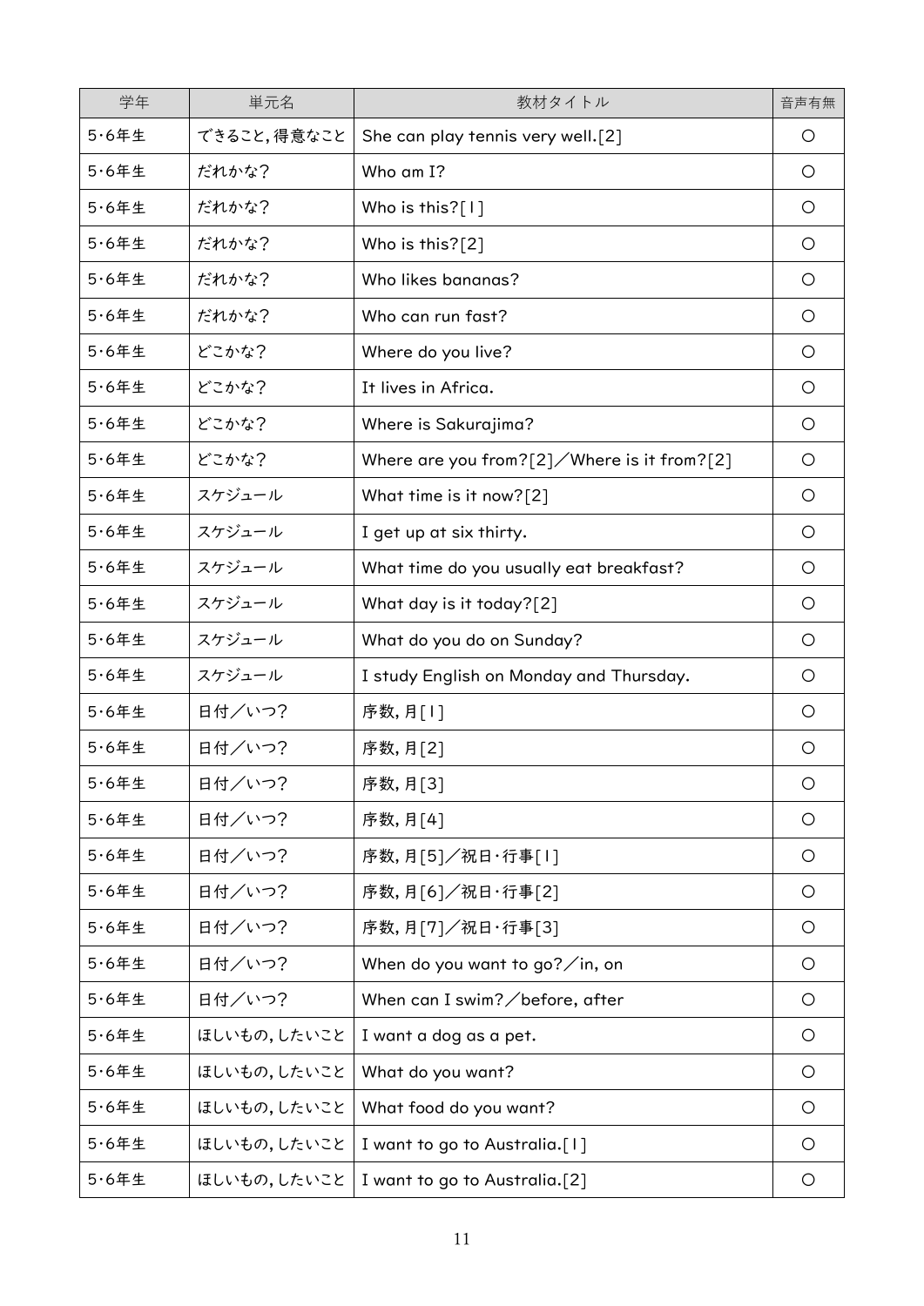| 学年 | 単元名 | 教材タイトル | 音声有無 |
|---|---|---|---|
| 5･6年生 | できること, 得意なこと | She can play tennis very well.[2] | ○ |
| 5･6年生 | だれかな? | Who am I? | ○ |
| 5･6年生 | だれかな? | Who is this?[1] | ○ |
| 5･6年生 | だれかな? | Who is this?[2] | ○ |
| 5･6年生 | だれかな? | Who likes bananas? | ○ |
| 5･6年生 | だれかな? | Who can run fast? | ○ |
| 5･6年生 | どこかな? | Where do you live? | ○ |
| 5･6年生 | どこかな? | It lives in Africa. | ○ |
| 5･6年生 | どこかな? | Where is Sakurajima? | ○ |
| 5･6年生 | どこかな? | Where are you from?[2]／Where is it from?[2] | ○ |
| 5･6年生 | スケジュール | What time is it now?[2] | ○ |
| 5･6年生 | スケジュール | I get up at six thirty. | ○ |
| 5･6年生 | スケジュール | What time do you usually eat breakfast? | ○ |
| 5･6年生 | スケジュール | What day is it today?[2] | ○ |
| 5･6年生 | スケジュール | What do you do on Sunday? | ○ |
| 5･6年生 | スケジュール | I study English on Monday and Thursday. | ○ |
| 5･6年生 | 日付／いつ? | 序数, 月[1] | ○ |
| 5･6年生 | 日付／いつ? | 序数, 月[2] | ○ |
| 5･6年生 | 日付／いつ? | 序数, 月[3] | ○ |
| 5･6年生 | 日付／いつ? | 序数, 月[4] | ○ |
| 5･6年生 | 日付／いつ? | 序数, 月[5]／祝日･行事[1] | ○ |
| 5･6年生 | 日付／いつ? | 序数, 月[6]／祝日･行事[2] | ○ |
| 5･6年生 | 日付／いつ? | 序数, 月[7]／祝日･行事[3] | ○ |
| 5･6年生 | 日付／いつ? | When do you want to go?／in, on | ○ |
| 5･6年生 | 日付／いつ? | When can I swim?／before, after | ○ |
| 5･6年生 | ほしいもの, したいこと | I want a dog as a pet. | ○ |
| 5･6年生 | ほしいもの, したいこと | What do you want? | ○ |
| 5･6年生 | ほしいもの, したいこと | What food do you want? | ○ |
| 5･6年生 | ほしいもの, したいこと | I want to go to Australia.[1] | ○ |
| 5･6年生 | ほしいもの, したいこと | I want to go to Australia.[2] | ○ |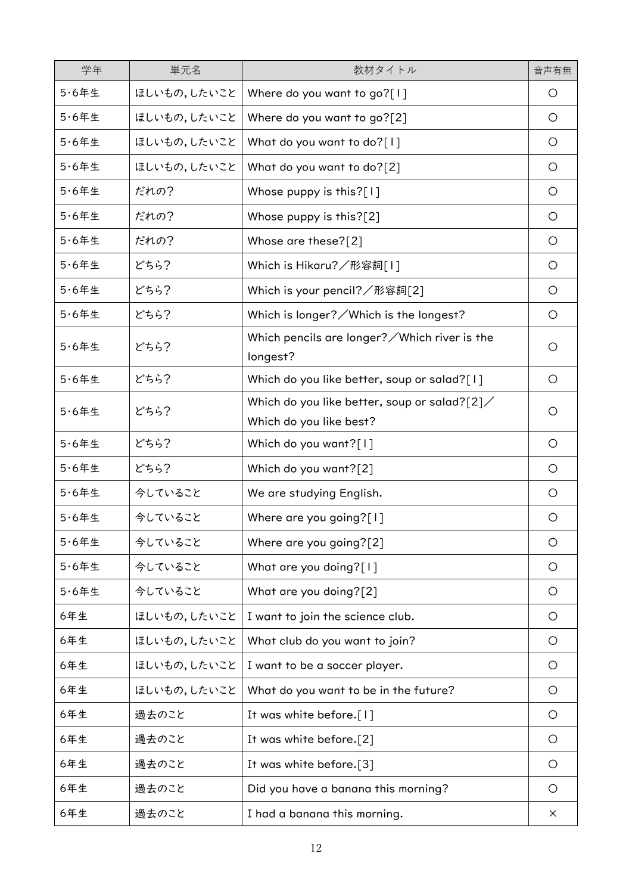| 学年 | 単元名 | 教材タイトル | 音声有無 |
| --- | --- | --- | --- |
| 5･6年生 | ほしいもの,したいこと | Where do you want to go?[1] | ○ |
| 5･6年生 | ほしいもの,したいこと | Where do you want to go?[2] | ○ |
| 5･6年生 | ほしいもの,したいこと | What do you want to do?[1] | ○ |
| 5･6年生 | ほしいもの,したいこと | What do you want to do?[2] | ○ |
| 5･6年生 | だれの? | Whose puppy is this?[1] | ○ |
| 5･6年生 | だれの? | Whose puppy is this?[2] | ○ |
| 5･6年生 | だれの? | Whose are these?[2] | ○ |
| 5･6年生 | どちら? | Which is Hikaru?／形容詞[1] | ○ |
| 5･6年生 | どちら? | Which is your pencil?／形容詞[2] | ○ |
| 5･6年生 | どちら? | Which is longer?／Which is the longest? | ○ |
| 5･6年生 | どちら? | Which pencils are longer?／Which river is the longest? | ○ |
| 5･6年生 | どちら? | Which do you like better, soup or salad?[1] | ○ |
| 5･6年生 | どちら? | Which do you like better, soup or salad?[2]／Which do you like best? | ○ |
| 5･6年生 | どちら? | Which do you want?[1] | ○ |
| 5･6年生 | どちら? | Which do you want?[2] | ○ |
| 5･6年生 | 今していること | We are studying English. | ○ |
| 5･6年生 | 今していること | Where are you going?[1] | ○ |
| 5･6年生 | 今していること | Where are you going?[2] | ○ |
| 5･6年生 | 今していること | What are you doing?[1] | ○ |
| 5･6年生 | 今していること | What are you doing?[2] | ○ |
| 6年生 | ほしいもの,したいこと | I want to join the science club. | ○ |
| 6年生 | ほしいもの,したいこと | What club do you want to join? | ○ |
| 6年生 | ほしいもの,したいこと | I want to be a soccer player. | ○ |
| 6年生 | ほしいもの,したいこと | What do you want to be in the future? | ○ |
| 6年生 | 過去のこと | It was white before.[1] | ○ |
| 6年生 | 過去のこと | It was white before.[2] | ○ |
| 6年生 | 過去のこと | It was white before.[3] | ○ |
| 6年生 | 過去のこと | Did you have a banana this morning? | ○ |
| 6年生 | 過去のこと | I had a banana this morning. | × |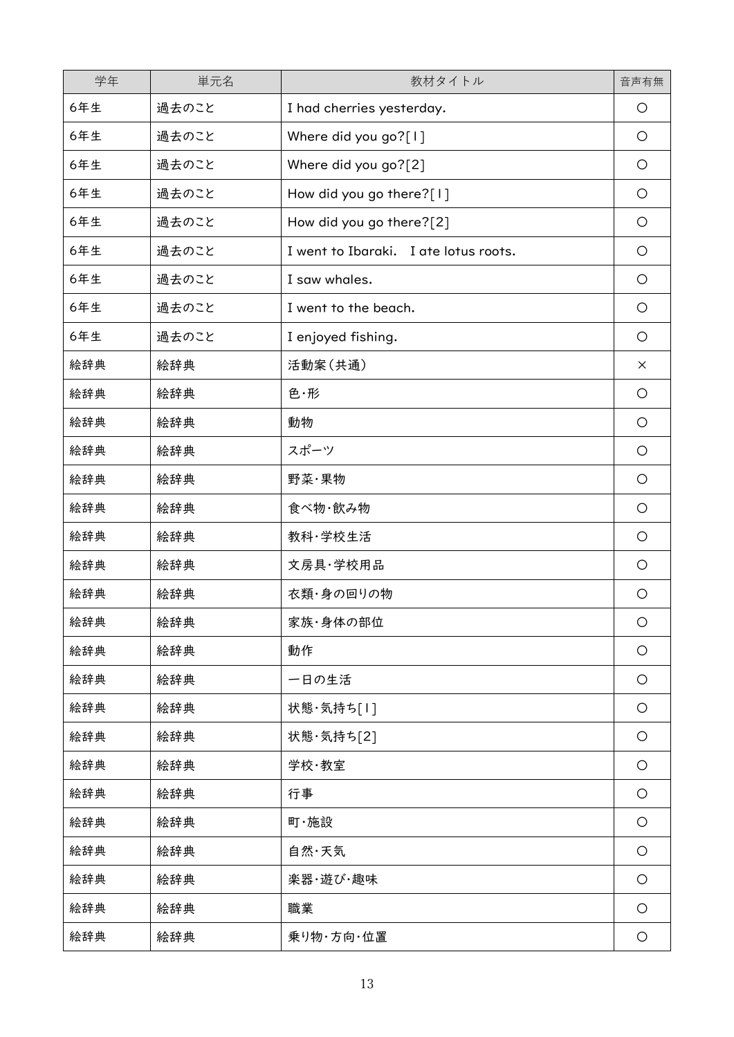| 学年 | 単元名 | 教材タイトル | 音声有無 |
|---|---|---|---|
| 6年生 | 過去のこと | I had cherries yesterday. | ○ |
| 6年生 | 過去のこと | Where did you go?[1] | ○ |
| 6年生 | 過去のこと | Where did you go?[2] | ○ |
| 6年生 | 過去のこと | How did you go there?[1] | ○ |
| 6年生 | 過去のこと | How did you go there?[2] | ○ |
| 6年生 | 過去のこと | I went to Ibaraki.　I ate lotus roots. | ○ |
| 6年生 | 過去のこと | I saw whales. | ○ |
| 6年生 | 過去のこと | I went to the beach. | ○ |
| 6年生 | 過去のこと | I enjoyed fishing. | ○ |
| 絵辞典 | 絵辞典 | 活動案（共通） | × |
| 絵辞典 | 絵辞典 | 色・形 | ○ |
| 絵辞典 | 絵辞典 | 動物 | ○ |
| 絵辞典 | 絵辞典 | スポーツ | ○ |
| 絵辞典 | 絵辞典 | 野菜・果物 | ○ |
| 絵辞典 | 絵辞典 | 食べ物・飲み物 | ○ |
| 絵辞典 | 絵辞典 | 教科・学校生活 | ○ |
| 絵辞典 | 絵辞典 | 文房具・学校用品 | ○ |
| 絵辞典 | 絵辞典 | 衣類・身の回りの物 | ○ |
| 絵辞典 | 絵辞典 | 家族・身体の部位 | ○ |
| 絵辞典 | 絵辞典 | 動作 | ○ |
| 絵辞典 | 絵辞典 | 一日の生活 | ○ |
| 絵辞典 | 絵辞典 | 状態・気持ち[1] | ○ |
| 絵辞典 | 絵辞典 | 状態・気持ち[2] | ○ |
| 絵辞典 | 絵辞典 | 学校・教室 | ○ |
| 絵辞典 | 絵辞典 | 行事 | ○ |
| 絵辞典 | 絵辞典 | 町・施設 | ○ |
| 絵辞典 | 絵辞典 | 自然・天気 | ○ |
| 絵辞典 | 絵辞典 | 楽器・遊び・趣味 | ○ |
| 絵辞典 | 絵辞典 | 職業 | ○ |
| 絵辞典 | 絵辞典 | 乗り物・方向・位置 | ○ |